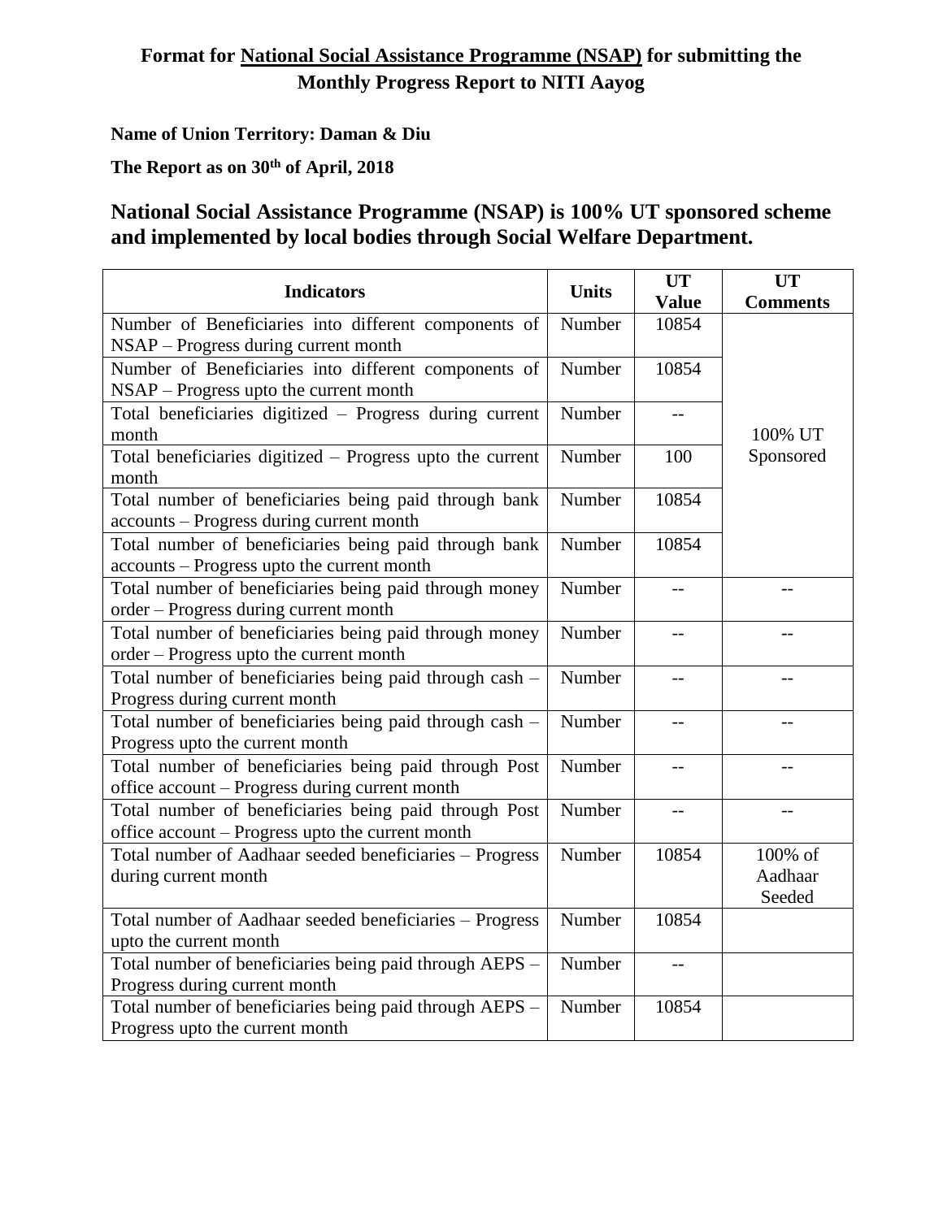**Format for National Social Assistance Programme (NSAP) for submitting the Monthly Progress Report to NITI Aayog**

**Name of Union Territory: Daman & Diu**

**The Report as on 30th of April, 2018**

## National Social Assistance Programme (NSAP) is 100% UT sponsored scheme and implemented by local bodies through Social Welfare Department.

| Indicators | Units | UT Value | UT Comments |
|---|---|---|---|
| Number of Beneficiaries into different components of NSAP – Progress during current month | Number | 10854 | 100% UT Sponsored |
| Number of Beneficiaries into different components of NSAP – Progress upto the current month | Number | 10854 | |
| Total beneficiaries digitized – Progress during current month | Number | -- | |
| Total beneficiaries digitized – Progress upto the current month | Number | 100 | |
| Total number of beneficiaries being paid through bank accounts – Progress during current month | Number | 10854 | |
| Total number of beneficiaries being paid through bank accounts – Progress upto the current month | Number | 10854 | |
| Total number of beneficiaries being paid through money order – Progress during current month | Number | -- | -- |
| Total number of beneficiaries being paid through money order – Progress upto the current month | Number | -- | -- |
| Total number of beneficiaries being paid through cash – Progress during current month | Number | -- | -- |
| Total number of beneficiaries being paid through cash – Progress upto the current month | Number | -- | -- |
| Total number of beneficiaries being paid through Post office account – Progress during current month | Number | -- | -- |
| Total number of beneficiaries being paid through Post office account – Progress upto the current month | Number | -- | -- |
| Total number of Aadhaar seeded beneficiaries – Progress during current month | Number | 10854 | 100% of Aadhaar Seeded |
| Total number of Aadhaar seeded beneficiaries – Progress upto the current month | Number | 10854 | |
| Total number of beneficiaries being paid through AEPS – Progress during current month | Number | -- | |
| Total number of beneficiaries being paid through AEPS – Progress upto the current month | Number | 10854 | |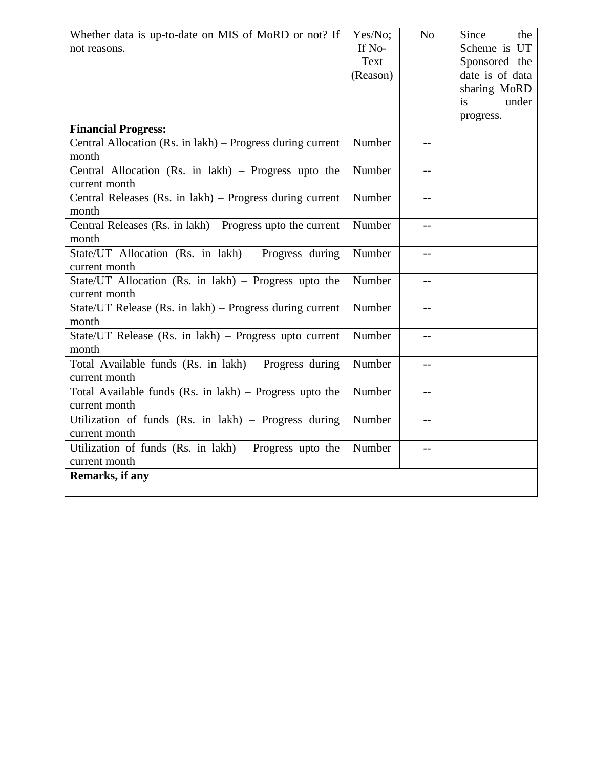| | | | |
|---|---|---|---|
| Whether data is up-to-date on MIS of MoRD or not? If not reasons. | Yes/No; If No-Text (Reason) | No | Since the Scheme is UT Sponsored the date is of data sharing MoRD is under progress. |
| **Financial Progress:** | | | |
| Central Allocation (Rs. in lakh) – Progress during current month | Number | -- | |
| Central Allocation (Rs. in lakh) – Progress upto the current month | Number | -- | |
| Central Releases (Rs. in lakh) – Progress during current month | Number | -- | |
| Central Releases (Rs. in lakh) – Progress upto the current month | Number | -- | |
| State/UT Allocation (Rs. in lakh) – Progress during current month | Number | -- | |
| State/UT Allocation (Rs. in lakh) – Progress upto the current month | Number | -- | |
| State/UT Release (Rs. in lakh) – Progress during current month | Number | -- | |
| State/UT Release (Rs. in lakh) – Progress upto current month | Number | -- | |
| Total Available funds (Rs. in lakh) – Progress during current month | Number | -- | |
| Total Available funds (Rs. in lakh) – Progress upto the current month | Number | -- | |
| Utilization of funds (Rs. in lakh) – Progress during current month | Number | -- | |
| Utilization of funds (Rs. in lakh) – Progress upto the current month | Number | -- | |
| **Remarks, if any** | | | |